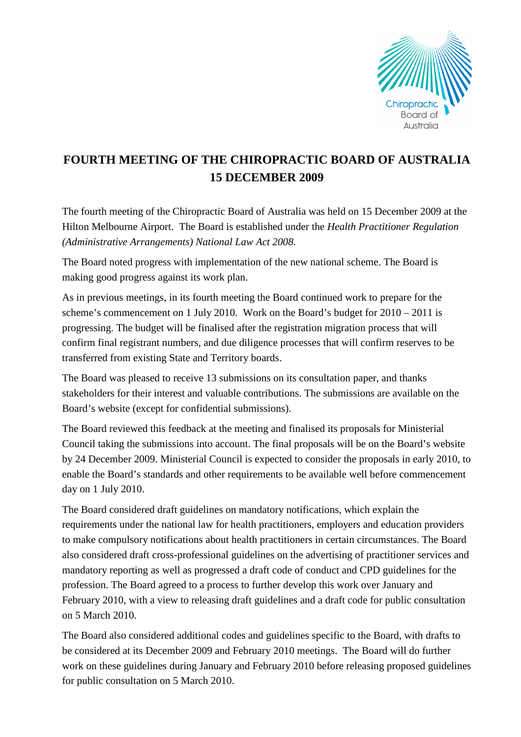# FOURTH MEETING OF THE CHIROPRACTIC BOARD OF AUSTRALIA 15 DECEMBER 2009

The fourth meeting of the Chiropractic Board of Australia was held on 15 December 2009 at the Hilton Melbourne Airport. The Board is established under the *Health Practitioner Regulation (Administrative Arrangements) National Law Act 2008.*

The Board noted progress with implementation of the new national scheme. The Board is making good progress against its work plan.

As in previous meetings, in its fourth meeting the Board continued work to prepare for the scheme's commencement on 1 July 2010. Work on the Board's budget for 2010 – 2011 is progressing. The budget will be finalised after the registration migration process that will confirm final registrant numbers, and due diligence processes that will confirm reserves to be transferred from existing State and Territory boards.

The Board was pleased to receive 13 submissions on its consultation paper, and thanks stakeholders for their interest and valuable contributions. The submissions are available on the Board's website (except for confidential submissions).

The Board reviewed this feedback at the meeting and finalised its proposals for Ministerial Council taking the submissions into account. The final proposals will be on the Board's website by 24 December 2009. Ministerial Council is expected to consider the proposals in early 2010, to enable the Board's standards and other requirements to be available well before commencement day on 1 July 2010.

The Board considered draft guidelines on mandatory notifications, which explain the requirements under the national law for health practitioners, employers and education providers to make compulsory notifications about health practitioners in certain circumstances. The Board also considered draft cross-professional guidelines on the advertising of practitioner services and mandatory reporting as well as progressed a draft code of conduct and CPD guidelines for the profession. The Board agreed to a process to further develop this work over January and February 2010, with a view to releasing draft guidelines and a draft code for public consultation on 5 March 2010.

The Board also considered additional codes and guidelines specific to the Board, with drafts to be considered at its December 2009 and February 2010 meetings. The Board will do further work on these guidelines during January and February 2010 before releasing proposed guidelines for public consultation on 5 March 2010.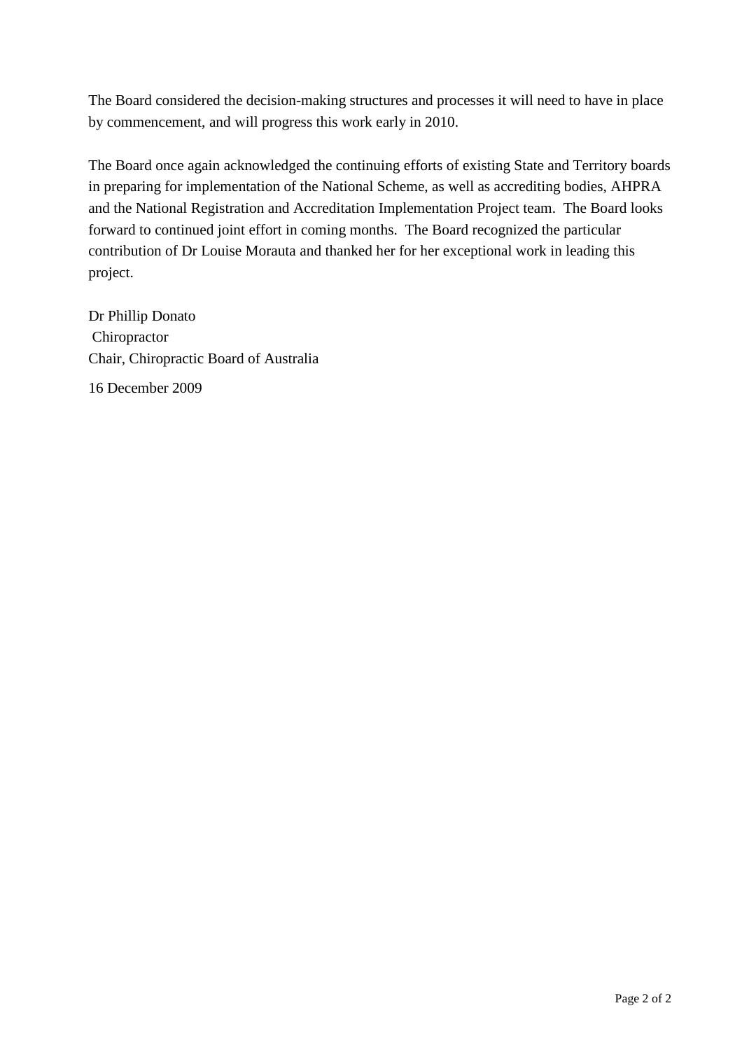The Board considered the decision-making structures and processes it will need to have in place by commencement, and will progress this work early in 2010.

The Board once again acknowledged the continuing efforts of existing State and Territory boards in preparing for implementation of the National Scheme, as well as accrediting bodies, AHPRA and the National Registration and Accreditation Implementation Project team. The Board looks forward to continued joint effort in coming months. The Board recognized the particular contribution of Dr Louise Morauta and thanked her for her exceptional work in leading this project.

Dr Phillip Donato
Chiropractor
Chair, Chiropractic Board of Australia

16 December 2009